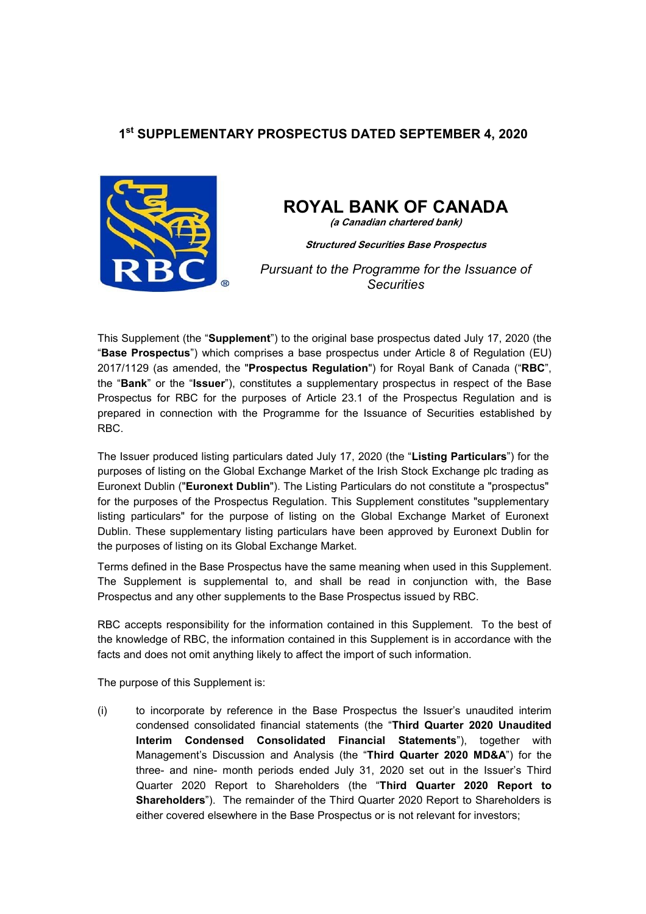# 1[st] SUPPLEMENTARY PROSPECTUS DATED SEPTEMBER 4, 2020

## ROYAL BANK OF CANADA

***(a Canadian chartered bank)***

***Structured Securities Base Prospectus***

*Pursuant to the Programme for the Issuance of Securities*

This Supplement (the "**Supplement**") to the original base prospectus dated July 17, 2020 (the "**Base Prospectus**") which comprises a base prospectus under Article 8 of Regulation (EU) 2017/1129 (as amended, the "**Prospectus Regulation**") for Royal Bank of Canada ("**RBC**", the "**Bank**" or the "**Issuer**"), constitutes a supplementary prospectus in respect of the Base Prospectus for RBC for the purposes of Article 23.1 of the Prospectus Regulation and is prepared in connection with the Programme for the Issuance of Securities established by RBC.

The Issuer produced listing particulars dated July 17, 2020 (the "**Listing Particulars**") for the purposes of listing on the Global Exchange Market of the Irish Stock Exchange plc trading as Euronext Dublin ("**Euronext Dublin**"). The Listing Particulars do not constitute a "prospectus" for the purposes of the Prospectus Regulation. This Supplement constitutes "supplementary listing particulars" for the purpose of listing on the Global Exchange Market of Euronext Dublin. These supplementary listing particulars have been approved by Euronext Dublin for the purposes of listing on its Global Exchange Market.

Terms defined in the Base Prospectus have the same meaning when used in this Supplement. The Supplement is supplemental to, and shall be read in conjunction with, the Base Prospectus and any other supplements to the Base Prospectus issued by RBC.

RBC accepts responsibility for the information contained in this Supplement. To the best of the knowledge of RBC, the information contained in this Supplement is in accordance with the facts and does not omit anything likely to affect the import of such information.

The purpose of this Supplement is:

(i) to incorporate by reference in the Base Prospectus the Issuer's unaudited interim condensed consolidated financial statements (the "**Third Quarter 2020 Unaudited Interim Condensed Consolidated Financial Statements**"), together with Management's Discussion and Analysis (the "**Third Quarter 2020 MD&A**") for the three- and nine- month periods ended July 31, 2020 set out in the Issuer's Third Quarter 2020 Report to Shareholders (the "**Third Quarter 2020 Report to Shareholders**"). The remainder of the Third Quarter 2020 Report to Shareholders is either covered elsewhere in the Base Prospectus or is not relevant for investors;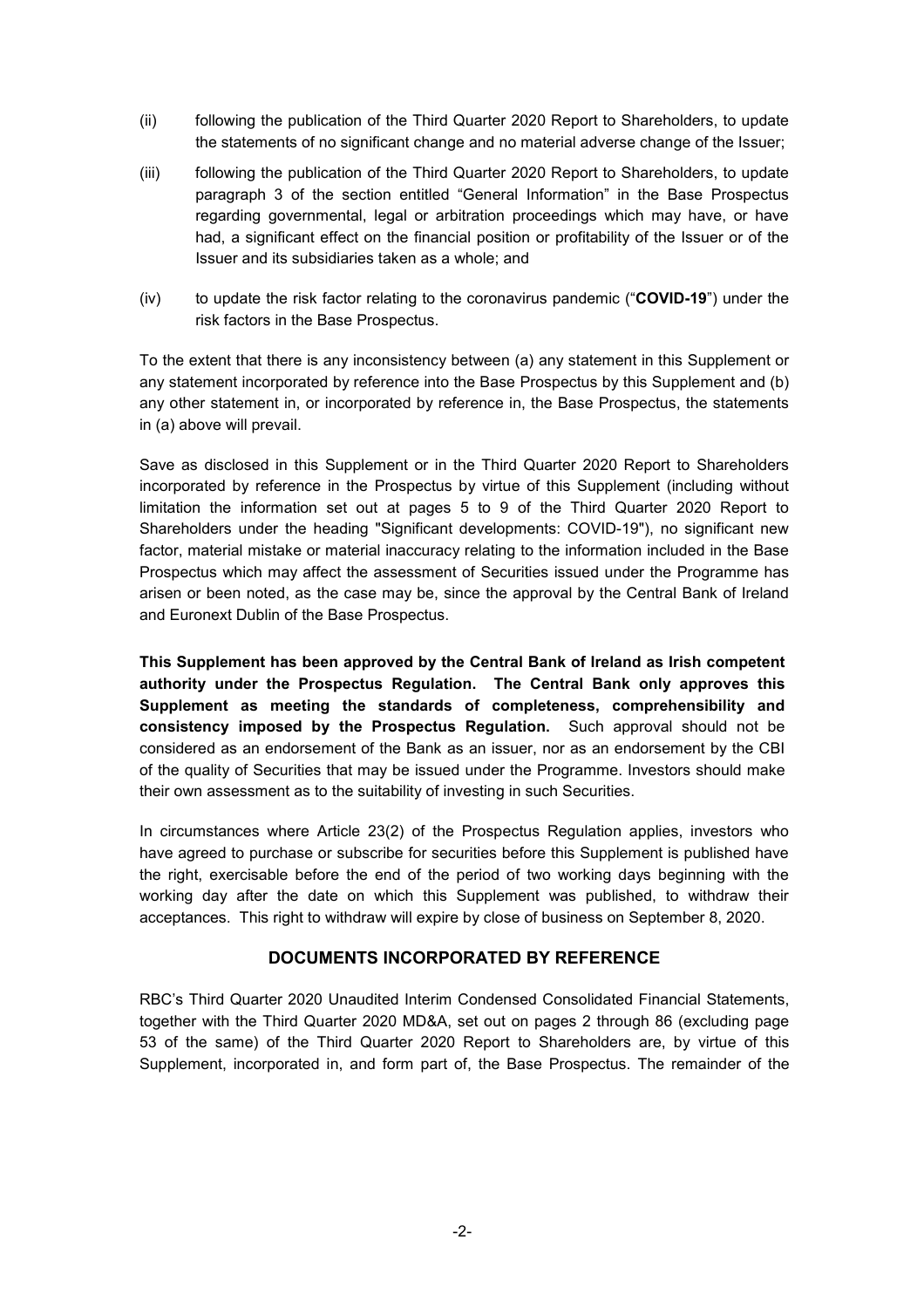(ii) following the publication of the Third Quarter 2020 Report to Shareholders, to update the statements of no significant change and no material adverse change of the Issuer;

(iii) following the publication of the Third Quarter 2020 Report to Shareholders, to update paragraph 3 of the section entitled "General Information" in the Base Prospectus regarding governmental, legal or arbitration proceedings which may have, or have had, a significant effect on the financial position or profitability of the Issuer or of the Issuer and its subsidiaries taken as a whole; and

(iv) to update the risk factor relating to the coronavirus pandemic ("**COVID-19**") under the risk factors in the Base Prospectus.

To the extent that there is any inconsistency between (a) any statement in this Supplement or any statement incorporated by reference into the Base Prospectus by this Supplement and (b) any other statement in, or incorporated by reference in, the Base Prospectus, the statements in (a) above will prevail.

Save as disclosed in this Supplement or in the Third Quarter 2020 Report to Shareholders incorporated by reference in the Prospectus by virtue of this Supplement (including without limitation the information set out at pages 5 to 9 of the Third Quarter 2020 Report to Shareholders under the heading "Significant developments: COVID-19"), no significant new factor, material mistake or material inaccuracy relating to the information included in the Base Prospectus which may affect the assessment of Securities issued under the Programme has arisen or been noted, as the case may be, since the approval by the Central Bank of Ireland and Euronext Dublin of the Base Prospectus.

**This Supplement has been approved by the Central Bank of Ireland as Irish competent authority under the Prospectus Regulation. The Central Bank only approves this Supplement as meeting the standards of completeness, comprehensibility and consistency imposed by the Prospectus Regulation.** Such approval should not be considered as an endorsement of the Bank as an issuer, nor as an endorsement by the CBI of the quality of Securities that may be issued under the Programme. Investors should make their own assessment as to the suitability of investing in such Securities.

In circumstances where Article 23(2) of the Prospectus Regulation applies, investors who have agreed to purchase or subscribe for securities before this Supplement is published have the right, exercisable before the end of the period of two working days beginning with the working day after the date on which this Supplement was published, to withdraw their acceptances. This right to withdraw will expire by close of business on September 8, 2020.

## DOCUMENTS INCORPORATED BY REFERENCE

RBC's Third Quarter 2020 Unaudited Interim Condensed Consolidated Financial Statements, together with the Third Quarter 2020 MD&A, set out on pages 2 through 86 (excluding page 53 of the same) of the Third Quarter 2020 Report to Shareholders are, by virtue of this Supplement, incorporated in, and form part of, the Base Prospectus. The remainder of the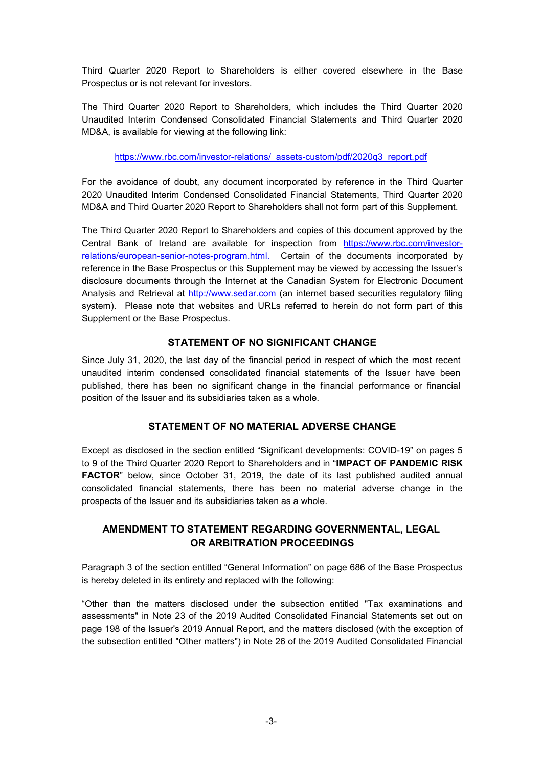Third Quarter 2020 Report to Shareholders is either covered elsewhere in the Base Prospectus or is not relevant for investors.

The Third Quarter 2020 Report to Shareholders, which includes the Third Quarter 2020 Unaudited Interim Condensed Consolidated Financial Statements and Third Quarter 2020 MD&A, is available for viewing at the following link:

https://www.rbc.com/investor-relations/_assets-custom/pdf/2020q3_report.pdf

For the avoidance of doubt, any document incorporated by reference in the Third Quarter 2020 Unaudited Interim Condensed Consolidated Financial Statements, Third Quarter 2020 MD&A and Third Quarter 2020 Report to Shareholders shall not form part of this Supplement.

The Third Quarter 2020 Report to Shareholders and copies of this document approved by the Central Bank of Ireland are available for inspection from https://www.rbc.com/investor-relations/european-senior-notes-program.html. Certain of the documents incorporated by reference in the Base Prospectus or this Supplement may be viewed by accessing the Issuer's disclosure documents through the Internet at the Canadian System for Electronic Document Analysis and Retrieval at http://www.sedar.com (an internet based securities regulatory filing system). Please note that websites and URLs referred to herein do not form part of this Supplement or the Base Prospectus.

## STATEMENT OF NO SIGNIFICANT CHANGE

Since July 31, 2020, the last day of the financial period in respect of which the most recent unaudited interim condensed consolidated financial statements of the Issuer have been published, there has been no significant change in the financial performance or financial position of the Issuer and its subsidiaries taken as a whole.

## STATEMENT OF NO MATERIAL ADVERSE CHANGE

Except as disclosed in the section entitled "Significant developments: COVID-19" on pages 5 to 9 of the Third Quarter 2020 Report to Shareholders and in "**IMPACT OF PANDEMIC RISK FACTOR**" below, since October 31, 2019, the date of its last published audited annual consolidated financial statements, there has been no material adverse change in the prospects of the Issuer and its subsidiaries taken as a whole.

## AMENDMENT TO STATEMENT REGARDING GOVERNMENTAL, LEGAL OR ARBITRATION PROCEEDINGS

Paragraph 3 of the section entitled "General Information" on page 686 of the Base Prospectus is hereby deleted in its entirety and replaced with the following:

"Other than the matters disclosed under the subsection entitled "Tax examinations and assessments" in Note 23 of the 2019 Audited Consolidated Financial Statements set out on page 198 of the Issuer's 2019 Annual Report, and the matters disclosed (with the exception of the subsection entitled "Other matters") in Note 26 of the 2019 Audited Consolidated Financial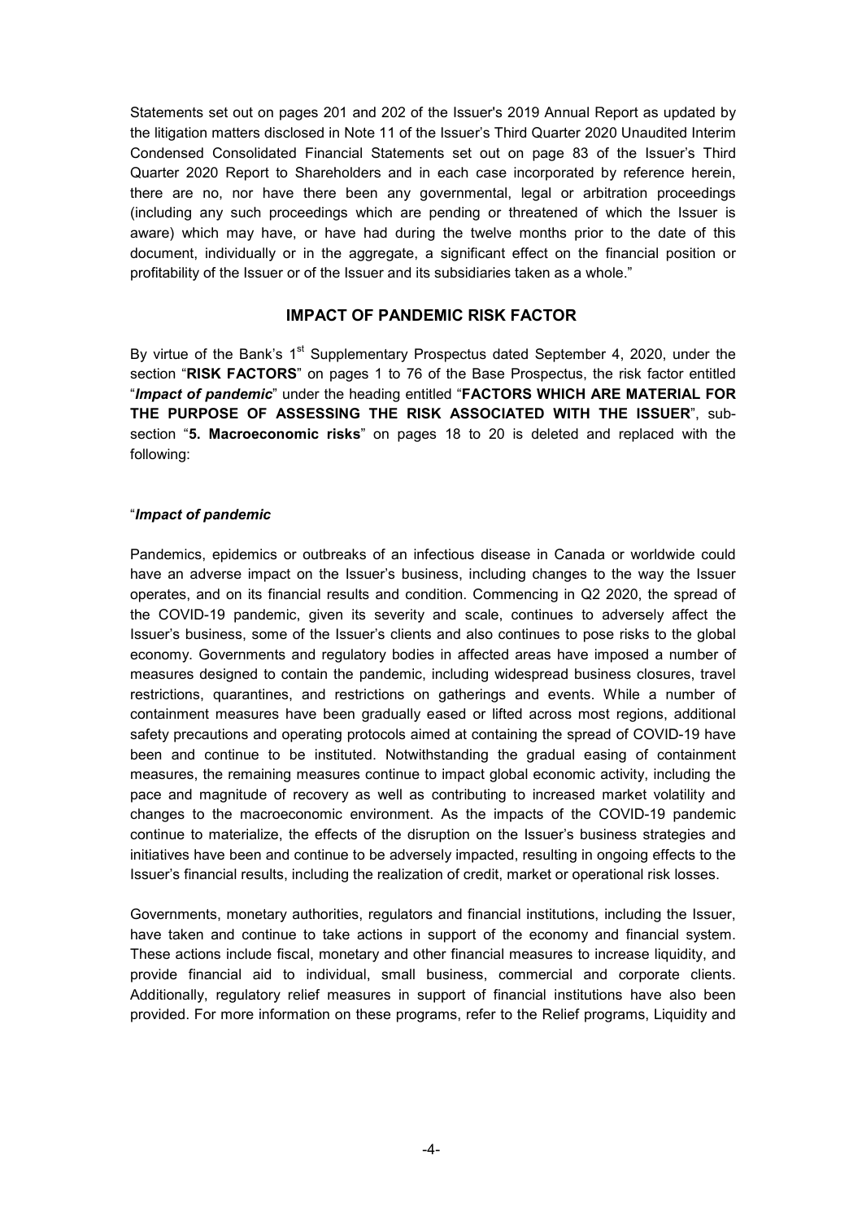Statements set out on pages 201 and 202 of the Issuer's 2019 Annual Report as updated by the litigation matters disclosed in Note 11 of the Issuer's Third Quarter 2020 Unaudited Interim Condensed Consolidated Financial Statements set out on page 83 of the Issuer's Third Quarter 2020 Report to Shareholders and in each case incorporated by reference herein, there are no, nor have there been any governmental, legal or arbitration proceedings (including any such proceedings which are pending or threatened of which the Issuer is aware) which may have, or have had during the twelve months prior to the date of this document, individually or in the aggregate, a significant effect on the financial position or profitability of the Issuer or of the Issuer and its subsidiaries taken as a whole."

## IMPACT OF PANDEMIC RISK FACTOR

By virtue of the Bank's 1st Supplementary Prospectus dated September 4, 2020, under the section "**RISK FACTORS**" on pages 1 to 76 of the Base Prospectus, the risk factor entitled "***Impact of pandemic***" under the heading entitled "**FACTORS WHICH ARE MATERIAL FOR THE PURPOSE OF ASSESSING THE RISK ASSOCIATED WITH THE ISSUER**", sub-section "**5. Macroeconomic risks**" on pages 18 to 20 is deleted and replaced with the following:

"***Impact of pandemic***

Pandemics, epidemics or outbreaks of an infectious disease in Canada or worldwide could have an adverse impact on the Issuer's business, including changes to the way the Issuer operates, and on its financial results and condition. Commencing in Q2 2020, the spread of the COVID-19 pandemic, given its severity and scale, continues to adversely affect the Issuer's business, some of the Issuer's clients and also continues to pose risks to the global economy. Governments and regulatory bodies in affected areas have imposed a number of measures designed to contain the pandemic, including widespread business closures, travel restrictions, quarantines, and restrictions on gatherings and events. While a number of containment measures have been gradually eased or lifted across most regions, additional safety precautions and operating protocols aimed at containing the spread of COVID-19 have been and continue to be instituted. Notwithstanding the gradual easing of containment measures, the remaining measures continue to impact global economic activity, including the pace and magnitude of recovery as well as contributing to increased market volatility and changes to the macroeconomic environment. As the impacts of the COVID-19 pandemic continue to materialize, the effects of the disruption on the Issuer's business strategies and initiatives have been and continue to be adversely impacted, resulting in ongoing effects to the Issuer's financial results, including the realization of credit, market or operational risk losses.

Governments, monetary authorities, regulators and financial institutions, including the Issuer, have taken and continue to take actions in support of the economy and financial system. These actions include fiscal, monetary and other financial measures to increase liquidity, and provide financial aid to individual, small business, commercial and corporate clients. Additionally, regulatory relief measures in support of financial institutions have also been provided. For more information on these programs, refer to the Relief programs, Liquidity and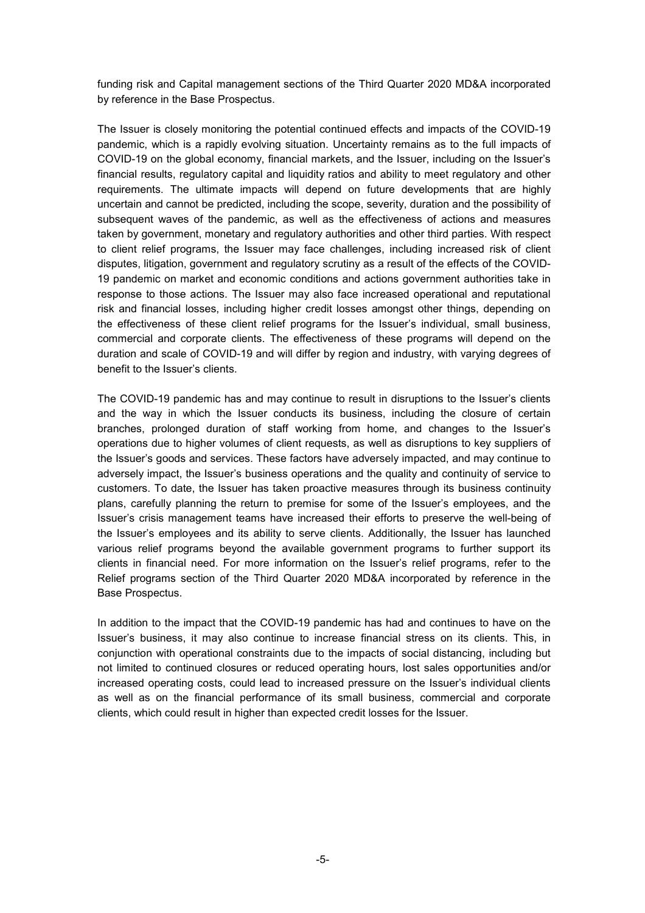funding risk and Capital management sections of the Third Quarter 2020 MD&A incorporated by reference in the Base Prospectus.

The Issuer is closely monitoring the potential continued effects and impacts of the COVID-19 pandemic, which is a rapidly evolving situation. Uncertainty remains as to the full impacts of COVID-19 on the global economy, financial markets, and the Issuer, including on the Issuer's financial results, regulatory capital and liquidity ratios and ability to meet regulatory and other requirements. The ultimate impacts will depend on future developments that are highly uncertain and cannot be predicted, including the scope, severity, duration and the possibility of subsequent waves of the pandemic, as well as the effectiveness of actions and measures taken by government, monetary and regulatory authorities and other third parties. With respect to client relief programs, the Issuer may face challenges, including increased risk of client disputes, litigation, government and regulatory scrutiny as a result of the effects of the COVID-19 pandemic on market and economic conditions and actions government authorities take in response to those actions. The Issuer may also face increased operational and reputational risk and financial losses, including higher credit losses amongst other things, depending on the effectiveness of these client relief programs for the Issuer's individual, small business, commercial and corporate clients. The effectiveness of these programs will depend on the duration and scale of COVID-19 and will differ by region and industry, with varying degrees of benefit to the Issuer's clients.

The COVID-19 pandemic has and may continue to result in disruptions to the Issuer's clients and the way in which the Issuer conducts its business, including the closure of certain branches, prolonged duration of staff working from home, and changes to the Issuer's operations due to higher volumes of client requests, as well as disruptions to key suppliers of the Issuer's goods and services. These factors have adversely impacted, and may continue to adversely impact, the Issuer's business operations and the quality and continuity of service to customers. To date, the Issuer has taken proactive measures through its business continuity plans, carefully planning the return to premise for some of the Issuer's employees, and the Issuer's crisis management teams have increased their efforts to preserve the well-being of the Issuer's employees and its ability to serve clients. Additionally, the Issuer has launched various relief programs beyond the available government programs to further support its clients in financial need. For more information on the Issuer's relief programs, refer to the Relief programs section of the Third Quarter 2020 MD&A incorporated by reference in the Base Prospectus.

In addition to the impact that the COVID-19 pandemic has had and continues to have on the Issuer's business, it may also continue to increase financial stress on its clients. This, in conjunction with operational constraints due to the impacts of social distancing, including but not limited to continued closures or reduced operating hours, lost sales opportunities and/or increased operating costs, could lead to increased pressure on the Issuer's individual clients as well as on the financial performance of its small business, commercial and corporate clients, which could result in higher than expected credit losses for the Issuer.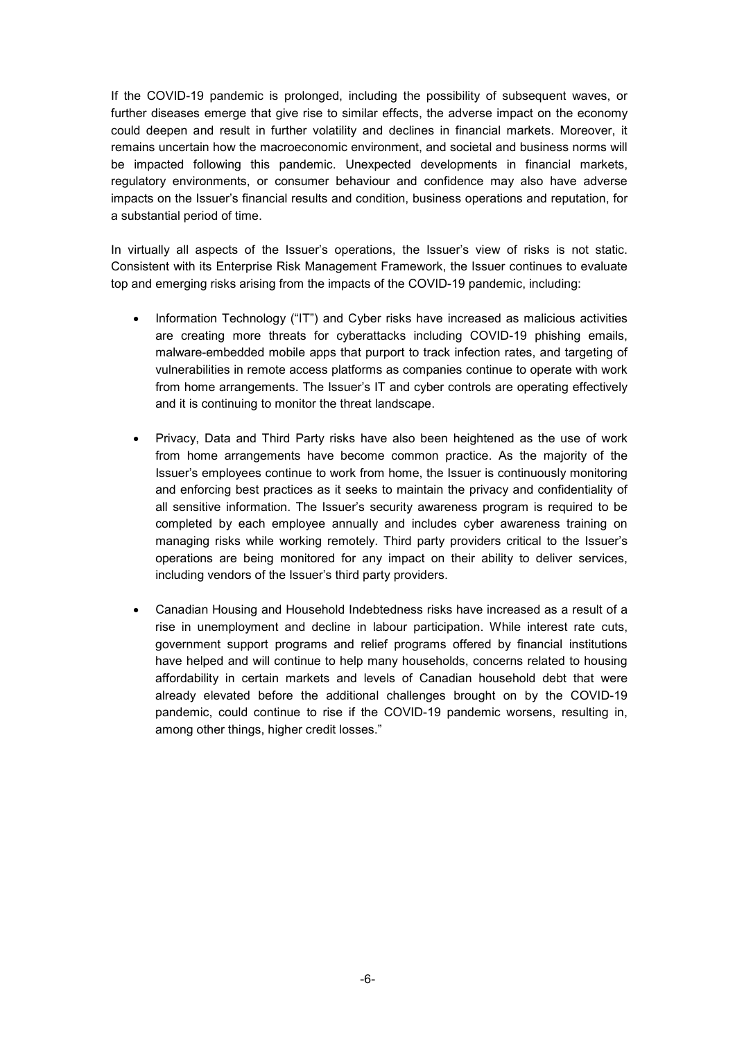If the COVID-19 pandemic is prolonged, including the possibility of subsequent waves, or further diseases emerge that give rise to similar effects, the adverse impact on the economy could deepen and result in further volatility and declines in financial markets. Moreover, it remains uncertain how the macroeconomic environment, and societal and business norms will be impacted following this pandemic. Unexpected developments in financial markets, regulatory environments, or consumer behaviour and confidence may also have adverse impacts on the Issuer's financial results and condition, business operations and reputation, for a substantial period of time.

In virtually all aspects of the Issuer's operations, the Issuer's view of risks is not static. Consistent with its Enterprise Risk Management Framework, the Issuer continues to evaluate top and emerging risks arising from the impacts of the COVID-19 pandemic, including:

- Information Technology ("IT") and Cyber risks have increased as malicious activities are creating more threats for cyberattacks including COVID-19 phishing emails, malware-embedded mobile apps that purport to track infection rates, and targeting of vulnerabilities in remote access platforms as companies continue to operate with work from home arrangements. The Issuer's IT and cyber controls are operating effectively and it is continuing to monitor the threat landscape.

- Privacy, Data and Third Party risks have also been heightened as the use of work from home arrangements have become common practice. As the majority of the Issuer's employees continue to work from home, the Issuer is continuously monitoring and enforcing best practices as it seeks to maintain the privacy and confidentiality of all sensitive information. The Issuer's security awareness program is required to be completed by each employee annually and includes cyber awareness training on managing risks while working remotely. Third party providers critical to the Issuer's operations are being monitored for any impact on their ability to deliver services, including vendors of the Issuer's third party providers.

- Canadian Housing and Household Indebtedness risks have increased as a result of a rise in unemployment and decline in labour participation. While interest rate cuts, government support programs and relief programs offered by financial institutions have helped and will continue to help many households, concerns related to housing affordability in certain markets and levels of Canadian household debt that were already elevated before the additional challenges brought on by the COVID-19 pandemic, could continue to rise if the COVID-19 pandemic worsens, resulting in, among other things, higher credit losses."